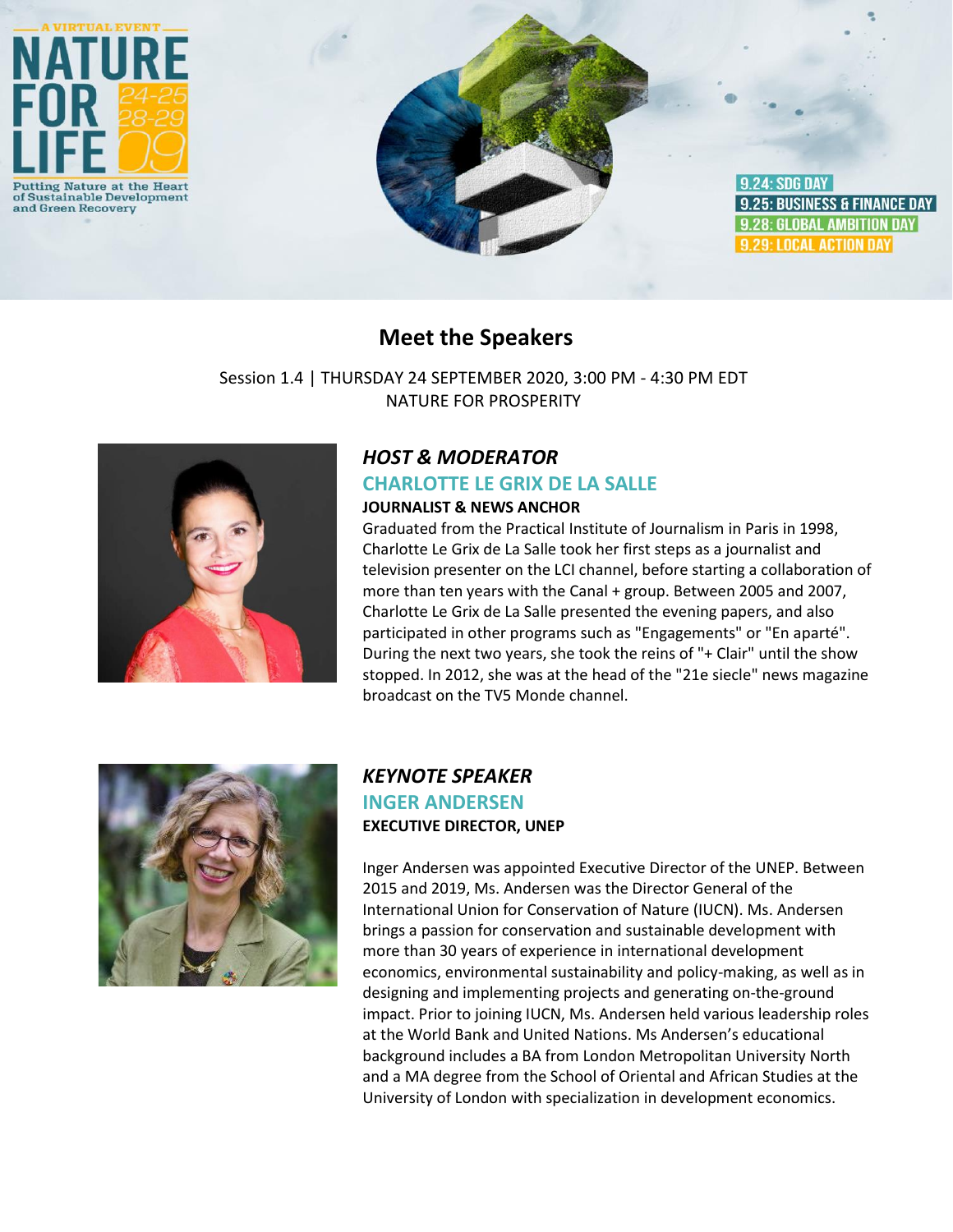A VIRTUAL EVENT

# NATURE FOR LIFE 24-25 28-29 09

Putting Nature at the Heart of Sustainable Development and Green Recovery

9.24: SDG DAY
9.25: BUSINESS & FINANCE DAY
9.28: GLOBAL AMBITION DAY
9.29: LOCAL ACTION DAY

## Meet the Speakers

Session 1.4 | THURSDAY 24 SEPTEMBER 2020, 3:00 PM - 4:30 PM EDT
NATURE FOR PROSPERITY

### *HOST & MODERATOR*

### CHARLOTTE LE GRIX DE LA SALLE

**JOURNALIST & NEWS ANCHOR**

Graduated from the Practical Institute of Journalism in Paris in 1998, Charlotte Le Grix de La Salle took her first steps as a journalist and television presenter on the LCI channel, before starting a collaboration of more than ten years with the Canal + group. Between 2005 and 2007, Charlotte Le Grix de La Salle presented the evening papers, and also participated in other programs such as "Engagements" or "En aparté". During the next two years, she took the reins of "+ Clair" until the show stopped. In 2012, she was at the head of the "21e siecle" news magazine broadcast on the TV5 Monde channel.

### *KEYNOTE SPEAKER*

### INGER ANDERSEN

**EXECUTIVE DIRECTOR, UNEP**

Inger Andersen was appointed Executive Director of the UNEP. Between 2015 and 2019, Ms. Andersen was the Director General of the International Union for Conservation of Nature (IUCN). Ms. Andersen brings a passion for conservation and sustainable development with more than 30 years of experience in international development economics, environmental sustainability and policy-making, as well as in designing and implementing projects and generating on-the-ground impact. Prior to joining IUCN, Ms. Andersen held various leadership roles at the World Bank and United Nations. Ms Andersen's educational background includes a BA from London Metropolitan University North and a MA degree from the School of Oriental and African Studies at the University of London with specialization in development economics.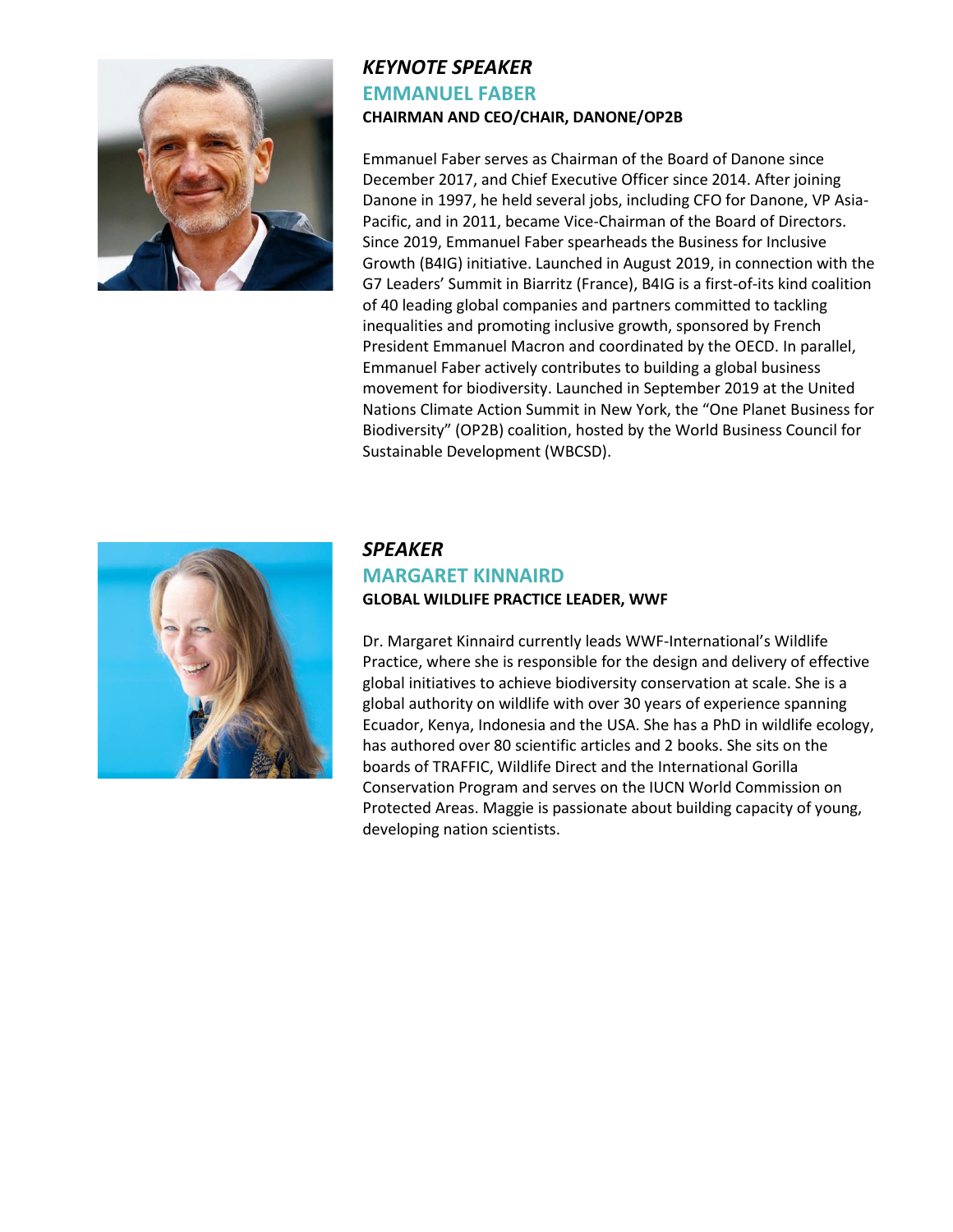### *KEYNOTE SPEAKER*

## EMMANUEL FABER

**CHAIRMAN AND CEO/CHAIR, DANONE/OP2B**

Emmanuel Faber serves as Chairman of the Board of Danone since December 2017, and Chief Executive Officer since 2014. After joining Danone in 1997, he held several jobs, including CFO for Danone, VP Asia-Pacific, and in 2011, became Vice-Chairman of the Board of Directors. Since 2019, Emmanuel Faber spearheads the Business for Inclusive Growth (B4IG) initiative. Launched in August 2019, in connection with the G7 Leaders' Summit in Biarritz (France), B4IG is a first-of-its kind coalition of 40 leading global companies and partners committed to tackling inequalities and promoting inclusive growth, sponsored by French President Emmanuel Macron and coordinated by the OECD. In parallel, Emmanuel Faber actively contributes to building a global business movement for biodiversity. Launched in September 2019 at the United Nations Climate Action Summit in New York, the "One Planet Business for Biodiversity" (OP2B) coalition, hosted by the World Business Council for Sustainable Development (WBCSD).

### *SPEAKER*

## MARGARET KINNAIRD

**GLOBAL WILDLIFE PRACTICE LEADER, WWF**

Dr. Margaret Kinnaird currently leads WWF-International's Wildlife Practice, where she is responsible for the design and delivery of effective global initiatives to achieve biodiversity conservation at scale. She is a global authority on wildlife with over 30 years of experience spanning Ecuador, Kenya, Indonesia and the USA. She has a PhD in wildlife ecology, has authored over 80 scientific articles and 2 books. She sits on the boards of TRAFFIC, Wildlife Direct and the International Gorilla Conservation Program and serves on the IUCN World Commission on Protected Areas. Maggie is passionate about building capacity of young, developing nation scientists.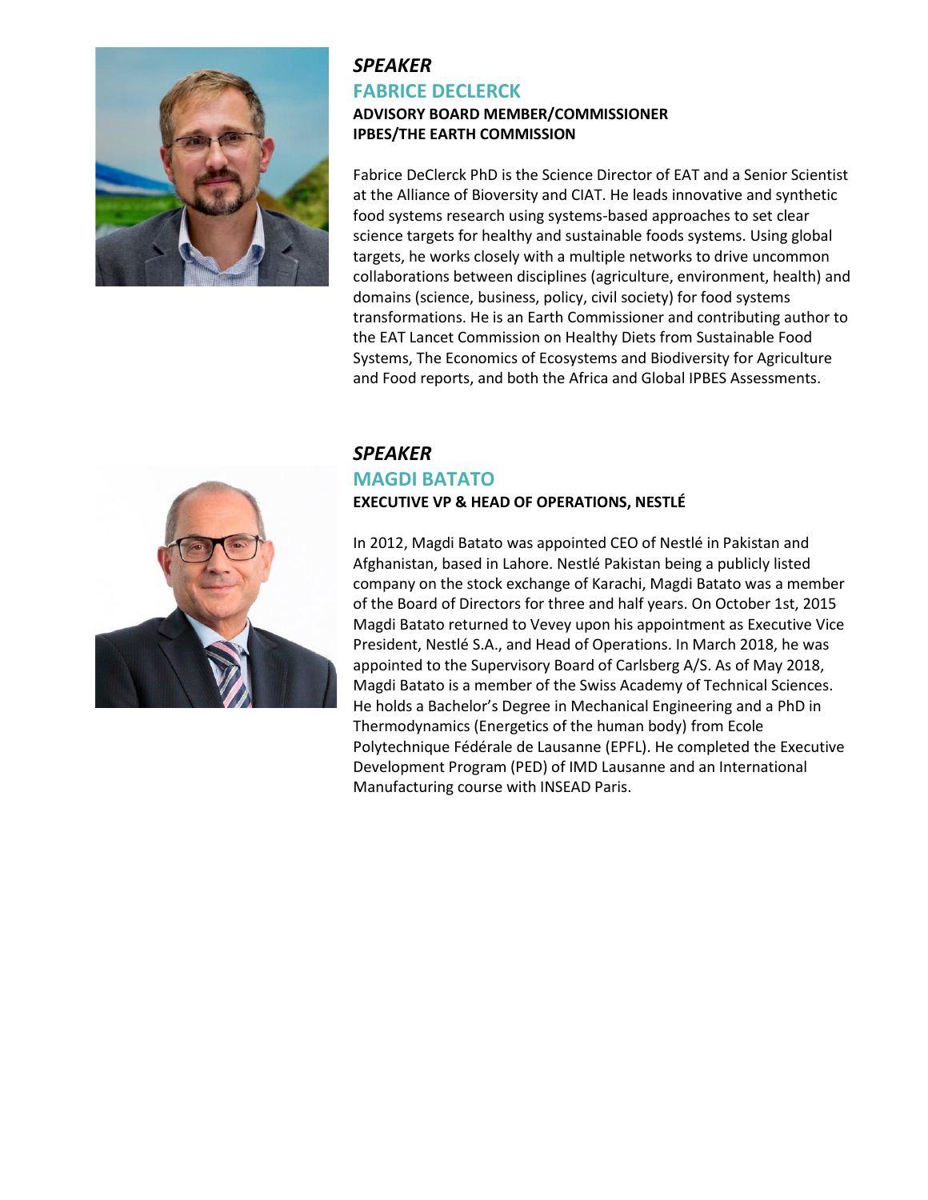*SPEAKER*

## FABRICE DECLERCK

**ADVISORY BOARD MEMBER/COMMISSIONER**
**IPBES/THE EARTH COMMISSION**

Fabrice DeClerck PhD is the Science Director of EAT and a Senior Scientist at the Alliance of Bioversity and CIAT. He leads innovative and synthetic food systems research using systems-based approaches to set clear science targets for healthy and sustainable foods systems. Using global targets, he works closely with a multiple networks to drive uncommon collaborations between disciplines (agriculture, environment, health) and domains (science, business, policy, civil society) for food systems transformations. He is an Earth Commissioner and contributing author to the EAT Lancet Commission on Healthy Diets from Sustainable Food Systems, The Economics of Ecosystems and Biodiversity for Agriculture and Food reports, and both the Africa and Global IPBES Assessments.

*SPEAKER*

## MAGDI BATATO

**EXECUTIVE VP & HEAD OF OPERATIONS, NESTLÉ**

In 2012, Magdi Batato was appointed CEO of Nestlé in Pakistan and Afghanistan, based in Lahore. Nestlé Pakistan being a publicly listed company on the stock exchange of Karachi, Magdi Batato was a member of the Board of Directors for three and half years. On October 1st, 2015 Magdi Batato returned to Vevey upon his appointment as Executive Vice President, Nestlé S.A., and Head of Operations. In March 2018, he was appointed to the Supervisory Board of Carlsberg A/S. As of May 2018, Magdi Batato is a member of the Swiss Academy of Technical Sciences. He holds a Bachelor's Degree in Mechanical Engineering and a PhD in Thermodynamics (Energetics of the human body) from Ecole Polytechnique Fédérale de Lausanne (EPFL). He completed the Executive Development Program (PED) of IMD Lausanne and an International Manufacturing course with INSEAD Paris.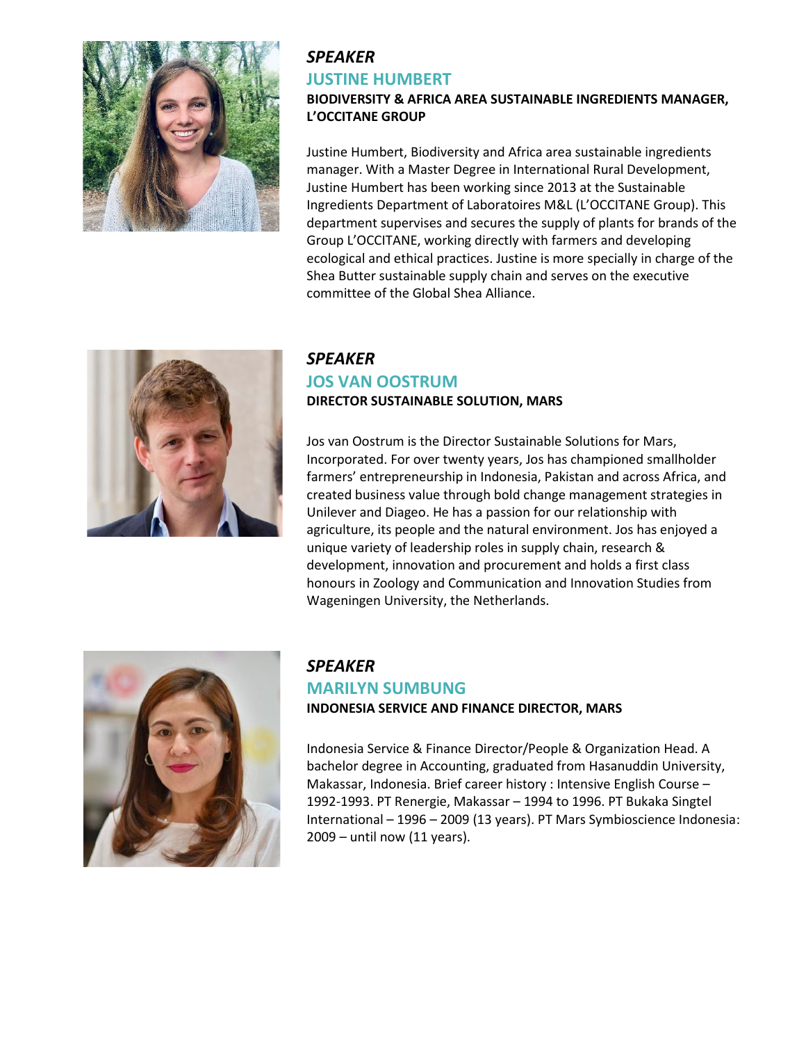*SPEAKER*

## JUSTINE HUMBERT

**BIODIVERSITY & AFRICA AREA SUSTAINABLE INGREDIENTS MANAGER, L'OCCITANE GROUP**

Justine Humbert, Biodiversity and Africa area sustainable ingredients manager. With a Master Degree in International Rural Development, Justine Humbert has been working since 2013 at the Sustainable Ingredients Department of Laboratoires M&L (L'OCCITANE Group). This department supervises and secures the supply of plants for brands of the Group L'OCCITANE, working directly with farmers and developing ecological and ethical practices. Justine is more specially in charge of the Shea Butter sustainable supply chain and serves on the executive committee of the Global Shea Alliance.

*SPEAKER*

## JOS VAN OOSTRUM

**DIRECTOR SUSTAINABLE SOLUTION, MARS**

Jos van Oostrum is the Director Sustainable Solutions for Mars, Incorporated. For over twenty years, Jos has championed smallholder farmers' entrepreneurship in Indonesia, Pakistan and across Africa, and created business value through bold change management strategies in Unilever and Diageo. He has a passion for our relationship with agriculture, its people and the natural environment. Jos has enjoyed a unique variety of leadership roles in supply chain, research & development, innovation and procurement and holds a first class honours in Zoology and Communication and Innovation Studies from Wageningen University, the Netherlands.

*SPEAKER*

## MARILYN SUMBUNG

**INDONESIA SERVICE AND FINANCE DIRECTOR, MARS**

Indonesia Service & Finance Director/People & Organization Head. A bachelor degree in Accounting, graduated from Hasanuddin University, Makassar, Indonesia. Brief career history : Intensive English Course – 1992-1993. PT Renergie, Makassar – 1994 to 1996. PT Bukaka Singtel International – 1996 – 2009 (13 years). PT Mars Symbioscience Indonesia: 2009 – until now (11 years).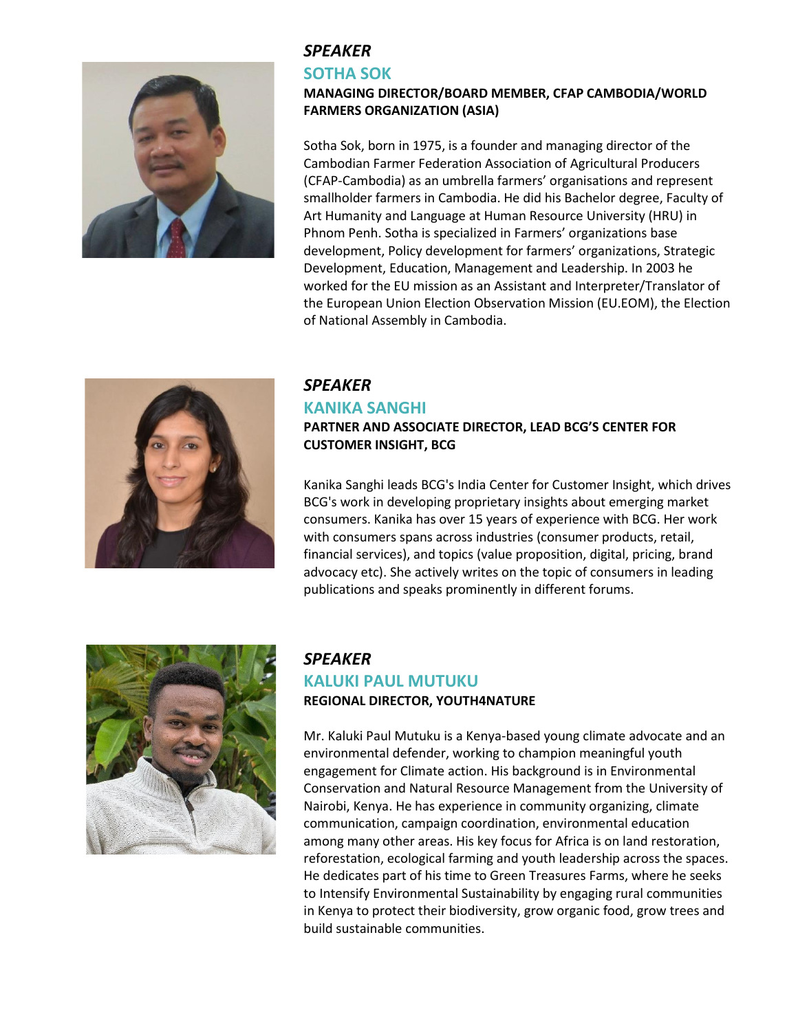*SPEAKER*

## SOTHA SOK

**MANAGING DIRECTOR/BOARD MEMBER, CFAP CAMBODIA/WORLD FARMERS ORGANIZATION (ASIA)**

Sotha Sok, born in 1975, is a founder and managing director of the Cambodian Farmer Federation Association of Agricultural Producers (CFAP-Cambodia) as an umbrella farmers' organisations and represent smallholder farmers in Cambodia. He did his Bachelor degree, Faculty of Art Humanity and Language at Human Resource University (HRU) in Phnom Penh. Sotha is specialized in Farmers' organizations base development, Policy development for farmers' organizations, Strategic Development, Education, Management and Leadership. In 2003 he worked for the EU mission as an Assistant and Interpreter/Translator of the European Union Election Observation Mission (EU.EOM), the Election of National Assembly in Cambodia.

*SPEAKER*

## KANIKA SANGHI

**PARTNER AND ASSOCIATE DIRECTOR, LEAD BCG'S CENTER FOR CUSTOMER INSIGHT, BCG**

Kanika Sanghi leads BCG's India Center for Customer Insight, which drives BCG's work in developing proprietary insights about emerging market consumers. Kanika has over 15 years of experience with BCG. Her work with consumers spans across industries (consumer products, retail, financial services), and topics (value proposition, digital, pricing, brand advocacy etc). She actively writes on the topic of consumers in leading publications and speaks prominently in different forums.

*SPEAKER*

## KALUKI PAUL MUTUKU

**REGIONAL DIRECTOR, YOUTH4NATURE**

Mr. Kaluki Paul Mutuku is a Kenya-based young climate advocate and an environmental defender, working to champion meaningful youth engagement for Climate action. His background is in Environmental Conservation and Natural Resource Management from the University of Nairobi, Kenya. He has experience in community organizing, climate communication, campaign coordination, environmental education among many other areas. His key focus for Africa is on land restoration, reforestation, ecological farming and youth leadership across the spaces. He dedicates part of his time to Green Treasures Farms, where he seeks to Intensify Environmental Sustainability by engaging rural communities in Kenya to protect their biodiversity, grow organic food, grow trees and build sustainable communities.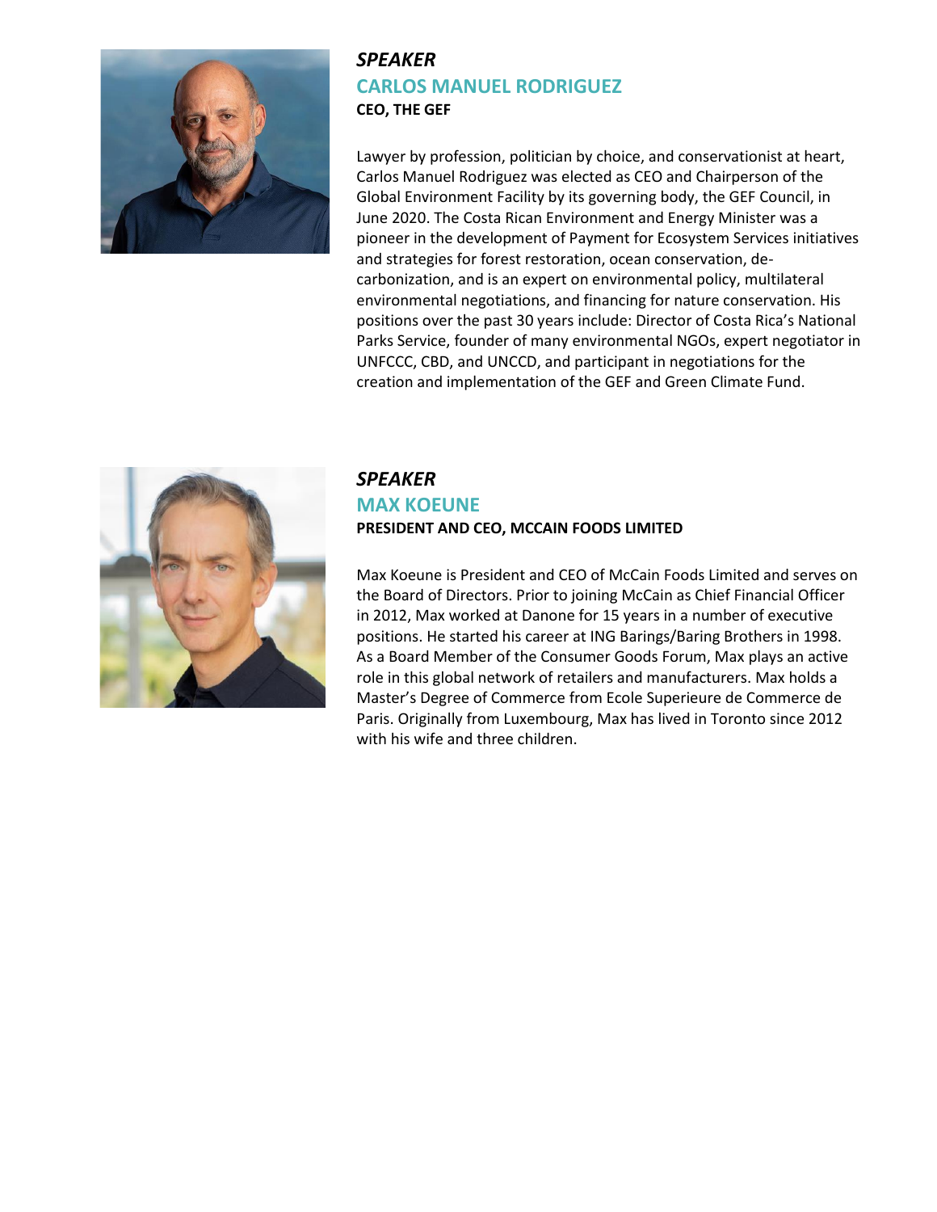*SPEAKER*

## CARLOS MANUEL RODRIGUEZ

**CEO, THE GEF**

Lawyer by profession, politician by choice, and conservationist at heart, Carlos Manuel Rodriguez was elected as CEO and Chairperson of the Global Environment Facility by its governing body, the GEF Council, in June 2020. The Costa Rican Environment and Energy Minister was a pioneer in the development of Payment for Ecosystem Services initiatives and strategies for forest restoration, ocean conservation, de-carbonization, and is an expert on environmental policy, multilateral environmental negotiations, and financing for nature conservation. His positions over the past 30 years include: Director of Costa Rica's National Parks Service, founder of many environmental NGOs, expert negotiator in UNFCCC, CBD, and UNCCD, and participant in negotiations for the creation and implementation of the GEF and Green Climate Fund.

*SPEAKER*

## MAX KOEUNE

**PRESIDENT AND CEO, MCCAIN FOODS LIMITED**

Max Koeune is President and CEO of McCain Foods Limited and serves on the Board of Directors. Prior to joining McCain as Chief Financial Officer in 2012, Max worked at Danone for 15 years in a number of executive positions. He started his career at ING Barings/Baring Brothers in 1998. As a Board Member of the Consumer Goods Forum, Max plays an active role in this global network of retailers and manufacturers. Max holds a Master's Degree of Commerce from Ecole Superieure de Commerce de Paris. Originally from Luxembourg, Max has lived in Toronto since 2012 with his wife and three children.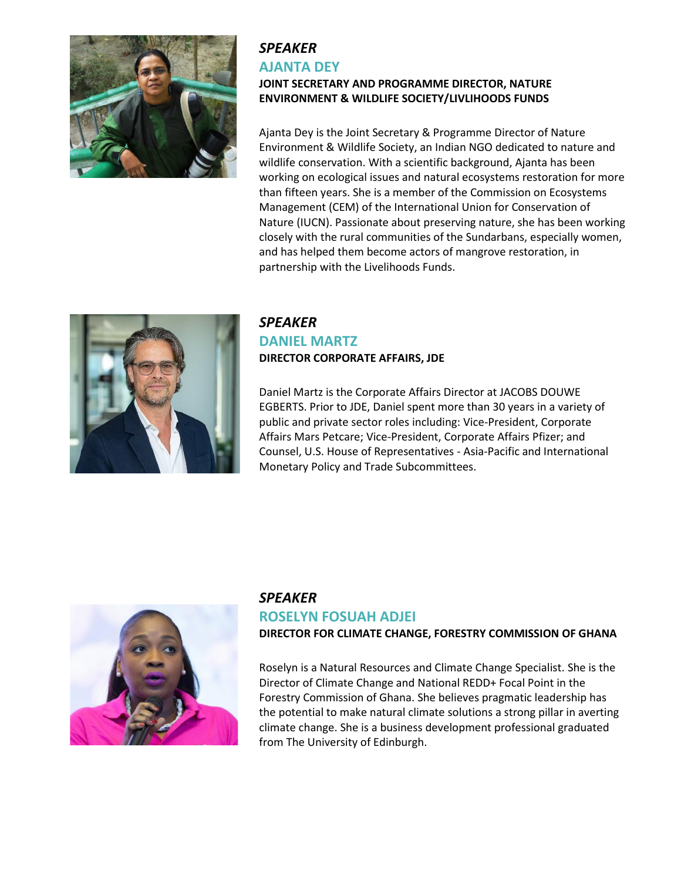*SPEAKER*

## AJANTA DEY

**JOINT SECRETARY AND PROGRAMME DIRECTOR, NATURE ENVIRONMENT & WILDLIFE SOCIETY/LIVLIHOODS FUNDS**

Ajanta Dey is the Joint Secretary & Programme Director of Nature Environment & Wildlife Society, an Indian NGO dedicated to nature and wildlife conservation. With a scientific background, Ajanta has been working on ecological issues and natural ecosystems restoration for more than fifteen years. She is a member of the Commission on Ecosystems Management (CEM) of the International Union for Conservation of Nature (IUCN). Passionate about preserving nature, she has been working closely with the rural communities of the Sundarbans, especially women, and has helped them become actors of mangrove restoration, in partnership with the Livelihoods Funds.

*SPEAKER*

## DANIEL MARTZ

**DIRECTOR CORPORATE AFFAIRS, JDE**

Daniel Martz is the Corporate Affairs Director at JACOBS DOUWE EGBERTS. Prior to JDE, Daniel spent more than 30 years in a variety of public and private sector roles including: Vice-President, Corporate Affairs Mars Petcare; Vice-President, Corporate Affairs Pfizer; and Counsel, U.S. House of Representatives - Asia-Pacific and International Monetary Policy and Trade Subcommittees.

*SPEAKER*

## ROSELYN FOSUAH ADJEI

**DIRECTOR FOR CLIMATE CHANGE, FORESTRY COMMISSION OF GHANA**

Roselyn is a Natural Resources and Climate Change Specialist. She is the Director of Climate Change and National REDD+ Focal Point in the Forestry Commission of Ghana. She believes pragmatic leadership has the potential to make natural climate solutions a strong pillar in averting climate change. She is a business development professional graduated from The University of Edinburgh.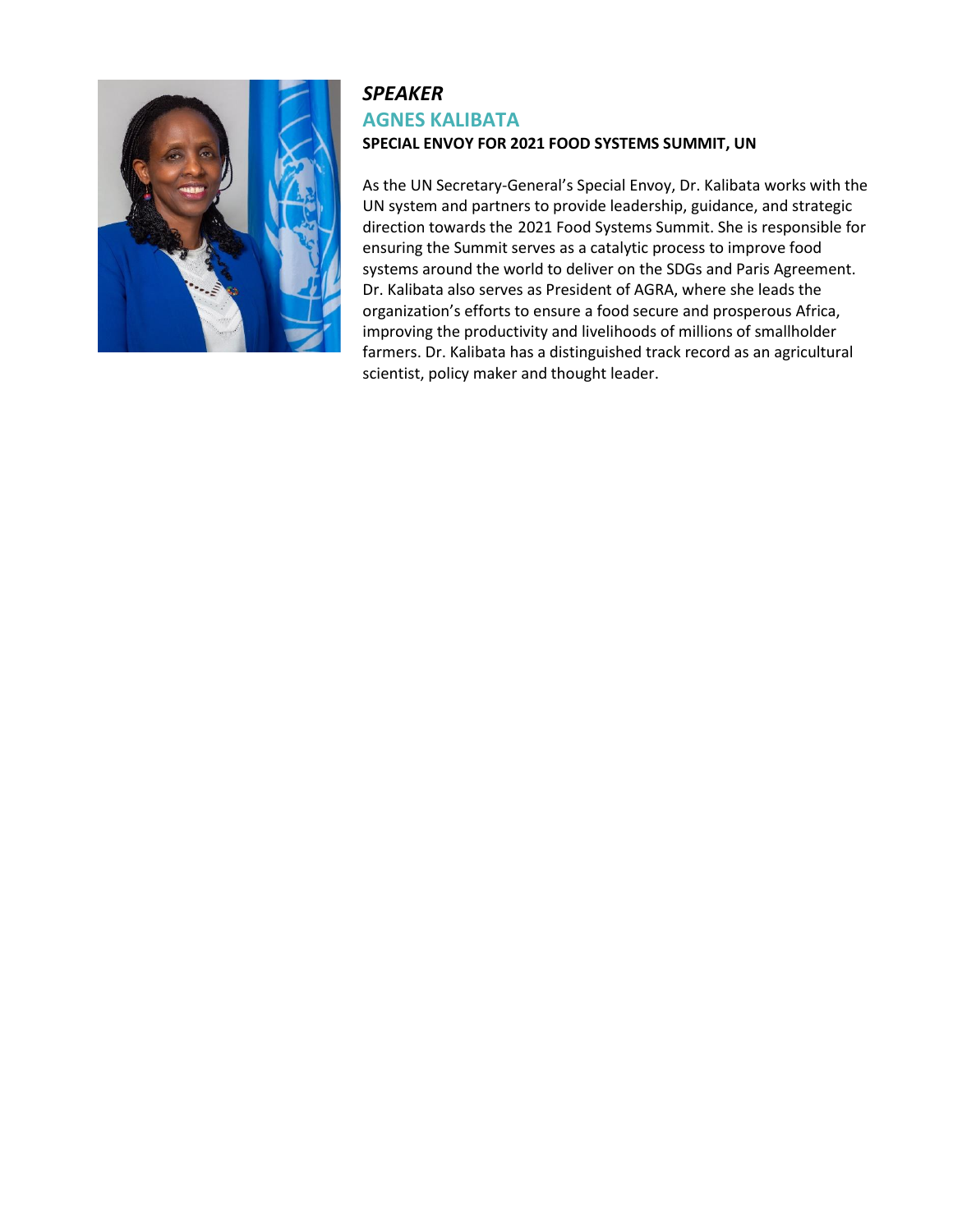***SPEAKER***

## AGNES KALIBATA

**SPECIAL ENVOY FOR 2021 FOOD SYSTEMS SUMMIT, UN**

As the UN Secretary-General's Special Envoy, Dr. Kalibata works with the UN system and partners to provide leadership, guidance, and strategic direction towards the 2021 Food Systems Summit. She is responsible for ensuring the Summit serves as a catalytic process to improve food systems around the world to deliver on the SDGs and Paris Agreement. Dr. Kalibata also serves as President of AGRA, where she leads the organization's efforts to ensure a food secure and prosperous Africa, improving the productivity and livelihoods of millions of smallholder farmers. Dr. Kalibata has a distinguished track record as an agricultural scientist, policy maker and thought leader.